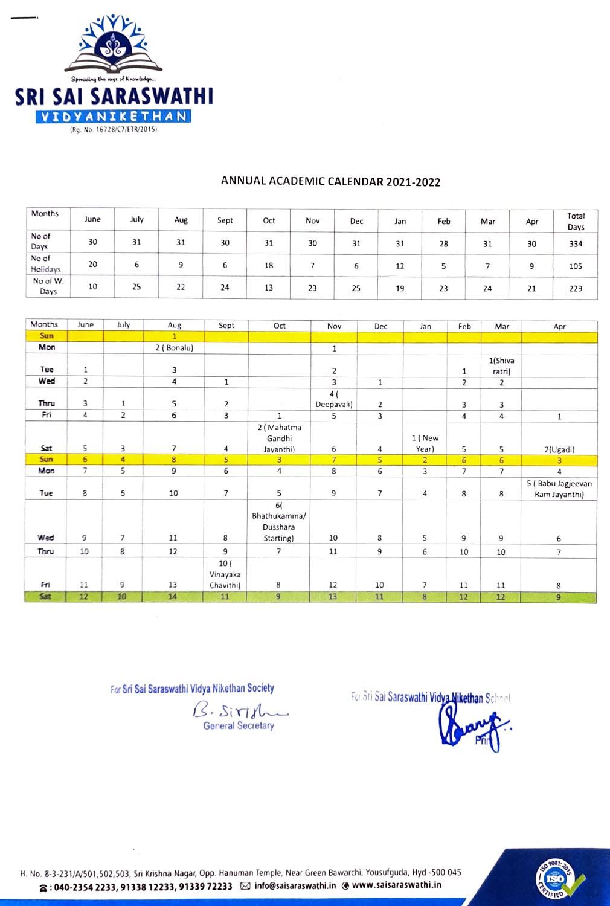Spreading the rays of Knowledge...

# SRI SAI SARASWATHI VIDYANIKETHAN

(Rg. No. 16728/C7/ETR/2015)

## ANNUAL ACADEMIC CALENDAR 2021-2022

| Months | June | July | Aug | Sept | Oct | Nov | Dec | Jan | Feb | Mar | Apr | Total Days |
|---|---|---|---|---|---|---|---|---|---|---|---|---|
| No of Days | 30 | 31 | 31 | 30 | 31 | 30 | 31 | 31 | 28 | 31 | 30 | 334 |
| No of Holidays | 20 | 6 | 9 | 6 | 18 | 7 | 6 | 12 | 5 | 7 | 9 | 105 |
| No of W. Days | 10 | 25 | 22 | 24 | 13 | 23 | 25 | 19 | 23 | 24 | 21 | 229 |

| Months | June | July | Aug | Sept | Oct | Nov | Dec | Jan | Feb | Mar | Apr |
|---|---|---|---|---|---|---|---|---|---|---|---|
| Sun | | | 1 | | | | | | | | |
| Mon | | | 2 ( Bonalu) | | | 1 | | | | | |
| Tue | 1 | | 3 | | | 2 | | | 1 | 1(Shiva ratri) | |
| Wed | 2 | | 4 | 1 | | 3 | 1 | | 2 | 2 | |
| Thru | 3 | 1 | 5 | 2 | | 4 ( Deepavali) | 2 | | 3 | 3 | |
| Fri | 4 | 2 | 6 | 3 | 1 | 5 | 3 | | 4 | 4 | 1 |
| Sat | 5 | 3 | 7 | 4 | 2 ( Mahatma Gandhi Jayanthi) | 6 | 4 | 1 ( New Year) | 5 | 5 | 2(Ugadi) |
| Sun | 6 | 4 | 8 | 5 | 3 | 7 | 5 | 2 | 6 | 6 | 3 |
| Mon | 7 | 5 | 9 | 6 | 4 | 8 | 6 | 3 | 7 | 7 | 4 |
| Tue | 8 | 6 | 10 | 7 | 5 | 9 | 7 | 4 | 8 | 8 | 5 ( Babu Jagjeevan Ram Jayanthi) |
| Wed | 9 | 7 | 11 | 8 | 6( Bhathukamma/ Dusshara Starting) | 10 | 8 | 5 | 9 | 9 | 6 |
| Thru | 10 | 8 | 12 | 9 | 7 | 11 | 9 | 6 | 10 | 10 | 7 |
| Fri | 11 | 9 | 13 | 10 ( Vinayaka Chavithi) | 8 | 12 | 10 | 7 | 11 | 11 | 8 |
| Sat | 12 | 10 | 14 | 11 | 9 | 13 | 11 | 8 | 12 | 12 | 9 |

For Sri Sai Saraswathi Vidya Nikethan Society

B. Sirisha

General Secretary

For Sri Sai Saraswathi Vidya Nikethan School

Principal

H. No. 8-3-231/A/501,502,503, Sri Krishna Nagar, Opp. Hanuman Temple, Near Green Bawarchi, Yousufguda, Hyd -500 045
☎ : 040-2354 2233, 91338 12233, 91339 72233 ✉ info@saisaraswathi.in www.saisaraswathi.in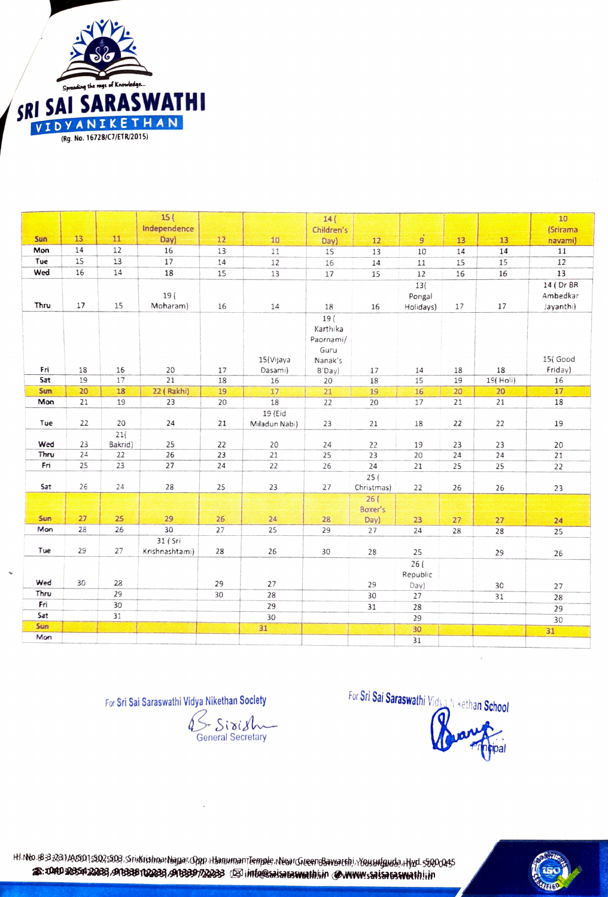**SRI SAI SARASWATHI VIDYANIKETHAN**

Spreading the rays of Knowledge...

(Rg. No. 16728/C7/ETR/2015)

| | | | | | | | | | | | |
|---|---|---|---|---|---|---|---|---|---|---|---|
| Sun | 13 | 11 | 15 ( Independence Day) | 12 | 10 | 14 ( Children's Day) | 12 | 9 | 13 | 13 | 10 (Srirama navami) |
| Mon | 14 | 12 | 16 | 13 | 11 | 15 | 13 | 10 | 14 | 14 | 11 |
| Tue | 15 | 13 | 17 | 14 | 12 | 16 | 14 | 11 | 15 | 15 | 12 |
| Wed | 16 | 14 | 18 | 15 | 13 | 17 | 15 | 12 | 16 | 16 | 13 |
| Thru | 17 | 15 | 19 ( Moharam) | 16 | 14 | 18 | 16 | 13( Pongal Holidays) | 17 | 17 | 14 ( Dr BR Ambedkar Jayanthi) |
| Fri | 18 | 16 | 20 | 17 | 15(Vijaya Dasami) | 19 ( Karthika Paornami/ Guru Nanak's B'Day) | 17 | 14 | 18 | 18 | 15( Good Friday) |
| Sat | 19 | 17 | 21 | 18 | 16 | 20 | 18 | 15 | 19 | 19( Holi) | 16 |
| Sun | 20 | 18 | 22 ( Rakhi) | 19 | 17 | 21 | 19 | 16 | 20 | 20 | 17 |
| Mon | 21 | 19 | 23 | 20 | 18 | 22 | 20 | 17 | 21 | 21 | 18 |
| Tue | 22 | 20 | 24 | 21 | 19 (Eid Miladun Nabi) | 23 | 21 | 18 | 22 | 22 | 19 |
| Wed | 23 | 21( Bakrid) | 25 | 22 | 20 | 24 | 22 | 19 | 23 | 23 | 20 |
| Thru | 24 | 22 | 26 | 23 | 21 | 25 | 23 | 20 | 24 | 24 | 21 |
| Fri | 25 | 23 | 27 | 24 | 22 | 26 | 24 | 21 | 25 | 25 | 22 |
| Sat | 26 | 24 | 28 | 25 | 23 | 27 | 25 ( Christmas) | 22 | 26 | 26 | 23 |
| Sun | 27 | 25 | 29 | 26 | 24 | 28 | 26 ( Boxer's Day) | 23 | 27 | 27 | 24 |
| Mon | 28 | 26 | 30 | 27 | 25 | 29 | 27 | 24 | 28 | 28 | 25 |
| Tue | 29 | 27 | 31 ( Sri Krishnashtami) | 28 | 26 | 30 | 28 | 25 | | 29 | 26 |
| Wed | 30 | 28 | | 29 | 27 | | 29 | 26 ( Republic Day) | | 30 | 27 |
| Thru | | 29 | | 30 | 28 | | 30 | 27 | | 31 | 28 |
| Fri | | 30 | | | 29 | | 31 | 28 | | | 29 |
| Sat | | 31 | | | 30 | | | 29 | | | 30 |
| Sun | | | | | 31 | | | 30 | | | 31 |
| Mon | | | | | | | | 31 | | | |

For Sri Sai Saraswathi Vidya Nikethan Society

B. Sirisha

General Secretary

For Sri Sai Saraswathi Vidya Nikethan School

Principal